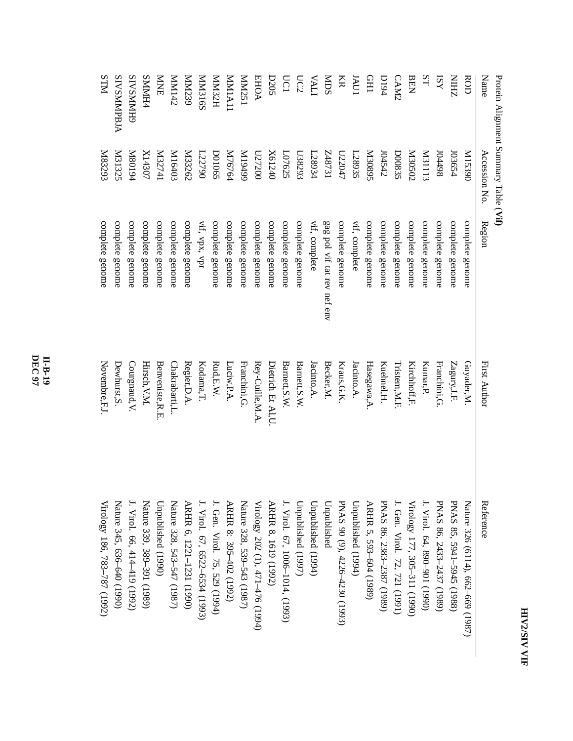Protein Alignment Summary Table (**Vif**)

| Name | Accession No. | Region | First Author | Reference |
|---|---|---|---|---|
| ROD | M15390 | complete genome | Guyader,M. | Nature 326 (6114), 662–669 (1987) |
| NIHZ | J03654 | complete genome | Zagury,J.F. | PNAS 85, 5941–5945 (1988) |
| ISY | J04498 | complete genome | Franchini,G. | PNAS 86, 2433–2437 (1989) |
| ST | M31113 | complete genome | Kumar,P. | J. Virol. 64, 890–901 (1990) |
| BEN | M30502 | complete genome | Kirchhoff,F. | Virology 177, 305–311 (1990) |
| CAM2 | D00835 | complete genome | Tristem,M.F. | J. Gen. Virol. 72, 721 (1991) |
| D194 | J04542 | complete genome | Kuehnel,H. | PNAS 86, 2383–2387 (1989) |
| GH1 | M30895 | complete genome | Hasegawa,A. | ARHR 5, 593–604 (1989) |
| JAU1 | L28935 | vif, complete | Jacinto,A. | Unpublished (1994) |
| KR | U22047 | complete genome | Kraus,G.K. | PNAS 90 (9), 4226–4230 (1993) |
| MDS | Z48731 | gag pol vif tat rev nef env | Becker,M. | Unpublished |
| VALI | L28934 | vif, complete | Jacinto,A. | Unpublished (1994) |
| UC2 | U38293 | complete genome | Barnett,S.W. | Unpublished (1997) |
| UC1 | L07625 | complete genome | Barnett,S.W. | J. Virol. 67, 1006–1014, (1993) |
| D205 | X61240 | complete genome | Dietrich Et Al,U. | ARHR 8, 1619 (1992) |
| EHOA | U27200 | complete genome | Rey-Cuille,M.A. | Virology 202 (1), 471–476 (1994) |
| MM251 | M19499 | complete genome | Franchini,G. | Nature 328, 539–543 (1987) |
| MM1A11 | M76764 | complete genome | Luciw,P.A. | ARHR 8: 395–402 (1992) |
| MM32H | D01065 | complete genome | Rud,E.W. | J. Gen. Virol. 75, 529 (1994) |
| MM316S | L22790 | vif, vpx, vpr | Kodama,T. | J. Virol. 67, 6522–6534 (1993) |
| MM239 | M33262 | complete genome | Regier,D.A. | ARHR 6, 1221–1231 (1990) |
| MM142 | M16403 | complete genome | Chakrabarti,L. | Nature 328, 543–547 (1987) |
| MNE | M32741 | complete genome | Benveniste,R.E. | Unpublished (1990) |
| SMMH4 | X14307 | complete genome | Hirsch,V.M. | Nature 339, 389–391 (1989) |
| SIVSMMH9 | M80194 | complete genome | Courgnaud,V. | J. Virol. 66, 414–419 (1992) |
| SIVSMMPBJA | M31325 | complete genome | Dewhurst,S. | Nature 345, 636–640 (1990) |
| STM | M83293 | complete genome | Novembre,F.J. | Virology 186, 783–787 (1992) |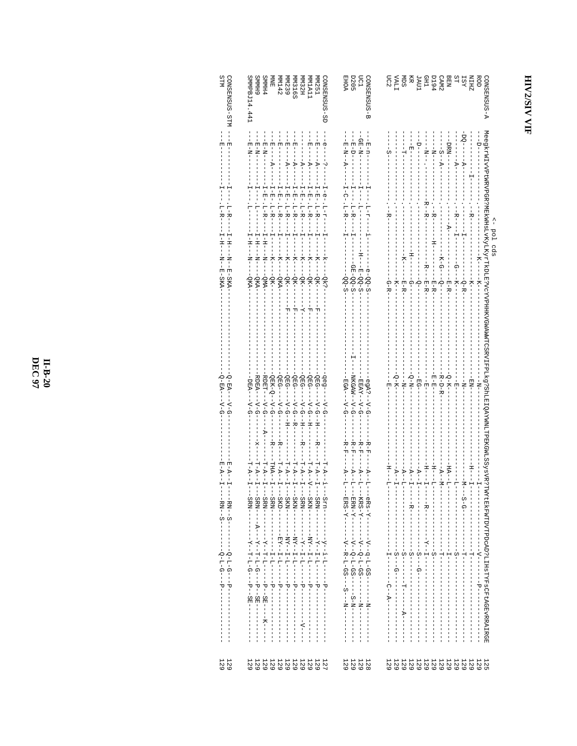# HIV2/SIV VIF

```
                                                 <- pol cds
CONSENSUS-A   MeegkrWIVVPTWRVPGR?MEKWHSLVKYLKYrTkDLEkVCYVPHHKVGWAWWTCSRVIFPLkg?ShLEIQAYWNLTPEKGWLSSySVR?TWYtEKFWTDVTPDcAD?LIHStYFsCFtAGEvRRAIRGE   125
ROD           --D--------------------K----K-------------------------N------------------------I---------------V------P----------------   129
NIHZ          -----------I---------R------------K------------------EN-------------------H--I-----------------T-----------------------   129
ISY           -DQ---A---------------------I------Q-R---------------N--------------------M--S-G-------------T-------------------------   129
ST            ------A------------R---I-------G---K-----------------E---------------------L-----------------S-------------------------   129
BEN           --DRN-------------------A-----------E-R--------------Q-K-----------HA-L-----------------I-------------------------------   129
CAM2          ---S-A-------------R---------K-G---Q-----------------R-D-R-----------A-M----------------T-------------------------------   129
D194          ---N-----------------R-----H--------E-R---------------E-E-----------H--L-------------S----------------------------------   129
GH1           ---N-.-----------R-R----------R------E-R-------------E--------------H--I-----R--------Y-I-------------------------------   129
JAU1          ---D--------------------------------Q----------------EG-------------A-I-----------------S--G----------------------------   129
KR            --E--------------------------------G-----------------Q-N------------A-I-----R-----------S-------------------------------   129
MDS           ----T-------------------H-------------E-R-------------N-------------A-L-----------------S------T--------A---------------   129
VALI          --------------------------K------K--------------------Q-K-----------A-I---------------S---G-----------------------------   129
UC2           ---S-------------R------------------G-R---------------E-------------H--L----------------I--------C-A--------------------   129

CONSENSUS-B   --E-n-------I-----L-r----i------e-QQ-S-----------egA?--V-G-------R-F-----A-L--eRs-Y-----V--q-L-GS------N---------------   128
UC1           -GE-N-------I-----L-----------H--E-QQ-S----------EEAY--V-G-------R-F-----A-L--KRS-Y-----V--Q-L-GS------N---------------   129
D205          --E-D-------I-----L-R----I-------GE-QQ-S-----I---NKGAW-V-G-------R-F-----A-L--ERN-Y-----V--Q-L-GS----S-N---------------   129
EHOA          --E-N--A----I-C---L-R----I---------QQ-S----------EGA---V-G-------R-F-----A-L--ERS-Y-----V--R-L-GS--S---N---------------   129

CONSENSUS-SD  --e----?----I-e---L-r----I-----k-----Qk?----------qeg---V-G-------------T-A--i--Srn-------y--i-L------P----------------   127
MM251         --E----A----I-E---L-R----I-----K-----QK-----F-----QEG---V-G--H-----R----T-A--I--SRN-------Y--I-L------P----------------   129
MM1A11        --E----A----I-E---L-R----I-----K-----QK-----F-----QEG---V-G--H----------T-A--V--SKN------NY--I-L------P----------------   129
MM32H         -------A----I-E---L-R----I-----K-----QK-----Y-----QEG---V-G--H-----R----T-A--I--SRN-------Y--I-L------P--------V-------   129
MM316S        --E----A----I-E---L-R----I-----K-----QK-----F-----QEG---V-G--R----------T-A--I--SKN------NY--I-L------P----------------   129
MM239         --E----A----I-E---L-R----I-----K-----QK-----F-----QEG---V-G--H----------T-A--I--SKN------NY--I-L------P----------------   129
MM142         --E-----------I-E---L-R----I-----K-----QKA----------QEG---V-G-------R----T-A--I--SKD------EY--I-L------P----------------   129
MNE           --E----A----I-E---L-R----I-----K-----QK-----------QEK-Q--V-G-------R----THA--I--SRN----------I-L------P----------------   129
SMMH4         --E-N-------I-E---L-R----I-H---N-----QMA----------RDET---V-G----A-------T-A--I--SRN-------Y--T-L------P--SE----K-------   129
SMMH9         --E-N-------I-----L------I-H---N-----QKA----------RDEA---V-G------X-----T-A--I--SRN----A--Y--T-L-G----P--SE-------------   129
SMMPBJ14.441  --E-N-------I-----L------I-H---N-----QKA----------DEA----V-G------------T-A--I--SRN-------Y--T-L-G----P--SE-------------   129

CONSENSUS-STM --E---------I-----L-R----I-H---N--E-SKA-----------Q-EA---V-G-------------E-A--I-----RN-S-------Q-L-G----P----------------   129
STM           --E---------I-----L-R----I-H---N--E-SKA-----------Q-EA---V-G-------------E-A--I-----RN-S-------Q-L-G----P----------------   129
```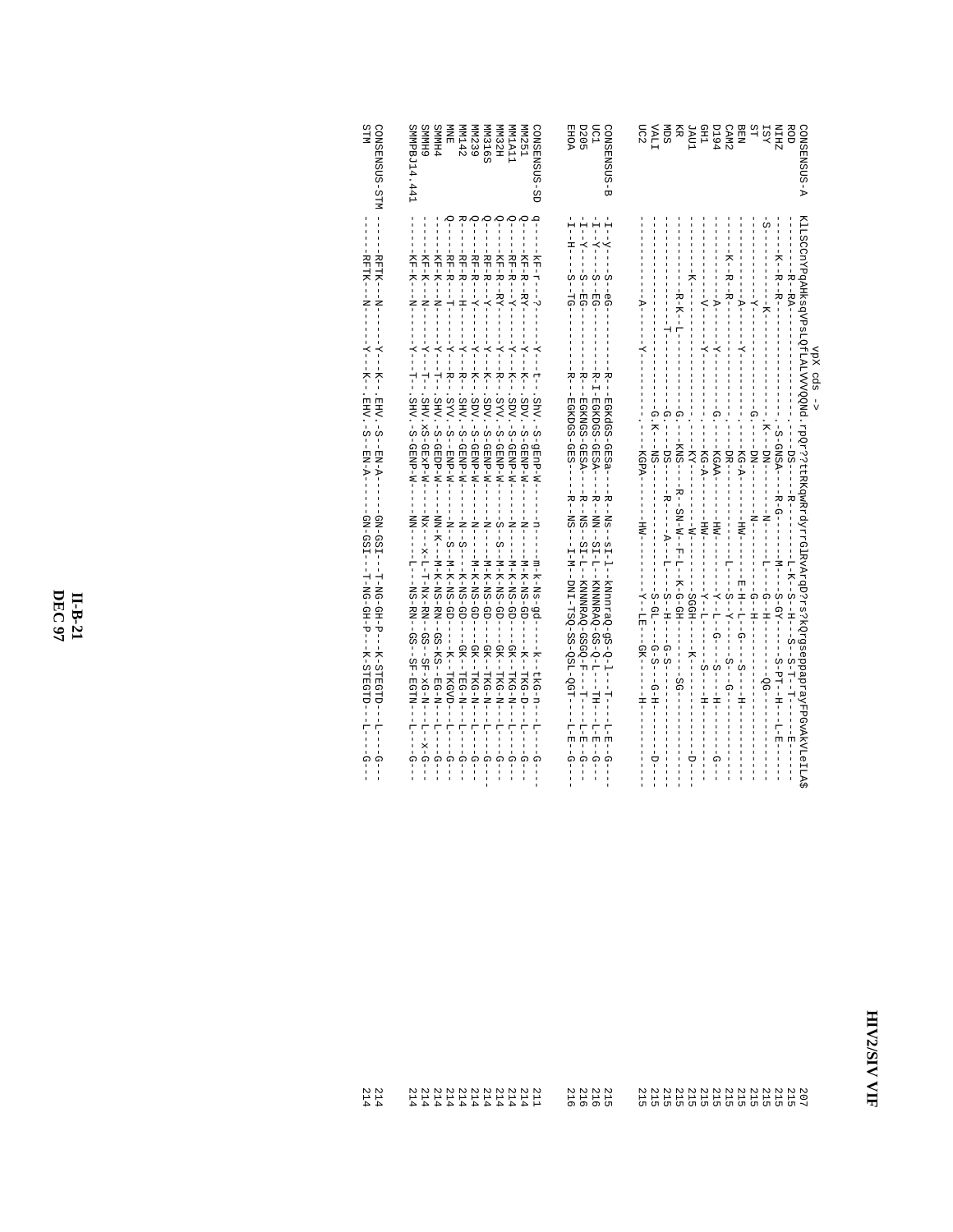```
                              vpx cds ->
CONSENSUS-A   KlLSCCnYPqAHksqVPsLQfLALVVVQQNd.rpQr??tERKqwRrdyrrGlRVArqDP?rS?KQrgseppaprayFPGvAKVLeILA$   207
ROD           ------R--RA--------------------.---DS-----R-------------L-K--S--H---S--S-T--T-------E-----   215
NIHZ          ------K--R--R------------------.---S-GNSA---R-G--------M---S-GY-------S-PT--H---L-E------   215
ISY           -S---------K-------------------.-K--DN--------N----------L----G--H----------QG-----------   215
ST            ----------Y--------------------.---DN--------N---------------G--H----------------------   215
BEN           ----------A------Y-------------.G.----KG-A-----HW------E-H--L--G---S---H-----------   215
CAM2          --------K--R--R----------------.---DR---------------L-----S--Y----S--G-----------   215
D194          ----------A-----Y-------------G.---KGAA------HW--------Y--L--G----S----H--------G---   215
GH1           ----------V-----Y--------------.---KG-A------HW---------Y--L-------S----H---------   215
JAU1          --------K----------------------.---KY--------W--------SGGH-----K-------------D---   215
KR            ----------R-K--L---------------G.---KNS----R--SN-W--F-L--K-G-GH-------SG-----------   215
MDS           -----------T-------------------G.---DS-------R------A---L----S--H----G--S-----------   215
VALI          -----------------------------G.K---NS---------------------S-GL---G--S----G-H--------D---   215
UC2           ----------A------Y---------.---KGPA-------HW-----------Y--LE---GK-----H----------   215

CONSENSUS-B   -I--y----S--eG----------R---EGKdGS-GESa---R--Ns--sI-l--kNnnraQ-gS-Q-l----T----L-E--G---   215
UC1           -I--Y----S--EG----------R-I-EGKDGS-GESA---R--NN--SI-L--KNNNRAQ-GS-Q-L----TH---L-E--G---   216
D205          -I--Y----S--EG----------R---EGKNGS-GESA---R--NS--SI-L--KNNNRAQ-GSGQ-F----T----L-E--G---   216
EHOA          -I--H----S--TG----------R---EGKDGS-GES----R--NS---I-M--DNI-TSQ-SS-QSL-QGT----L-E--G---   216

CONSENSUS-SD  q----kF-r---?------Y---t--ShV.-S-gEnP-W------n------m-k-Ns-gd------k--tkG-n----L----G---   211
MM251         Q----KF-R--RY------Y---K--SDV.-S-GENP-W------N------M-K-NS-GD------K--TKG-D----L----G---   214
MM1A11        Q----RF-R---Y------Y---K--SDV.-S-GENP-W------N------M-K-NS-GD-----GK--TKG-N----L----G---   214
MM32H         Q----KF-R--RY------Y---R--SYV.-S-GENP-W------S--S--M-K-NS-GD-----GK--TKG-N----L----G---   214
MM316S        Q----RF-R---Y------Y---K--SDV.-S-GENP-W------N------M-K-NS-GD-----GK--TKG-N----L----G---   214
MM239         Q----RF-R---Y------Y---K--SDV.-S-GENP-W------N------M-K-NS-GD-----GK--TKG-N----L----G---   214
MM142         R----RF-R---H------Y---R--SHV.-S-GENP-W------N-S----K-NS-GD-----GK--TEG-N----L----G---   214
MNE           Q----RF-R---T------Y---R--SYV.-S--ENP-W------N--S--M-K-NS-GD------K--TKGVD----L----G---   214
SMMH4         -----KF-K---N------Y---T--SHV.-S-GEDP-W------NN-K--M-K-NS-RN-----GS-KS--EG-N----L----G---   214
SMMH9         -----KF-K---N------Y---T--SHV.XS-GEXP-W------NX---X-L-T-NX-RN-----GS---SF-XG-N----L----X-G---   214
SMMPBJ14.441  -----KF-K---N------Y---T--SHV.-S-GENP-W------NN------L---NS-RN-----GS---SF-EGTN----L----G---   214

CONSENSUS-STM -----RFTK---N-------Y---K--EHV.-S--EN-A------GN-GSI---T-NG-GH-P----K-STEGTD----L----G---   214
STM           -----RFTK---N-------Y---K--EHV.-S--EN-A------GN-GSI---T-NG-GH-P----K-STEGTD----L----G---   214
```